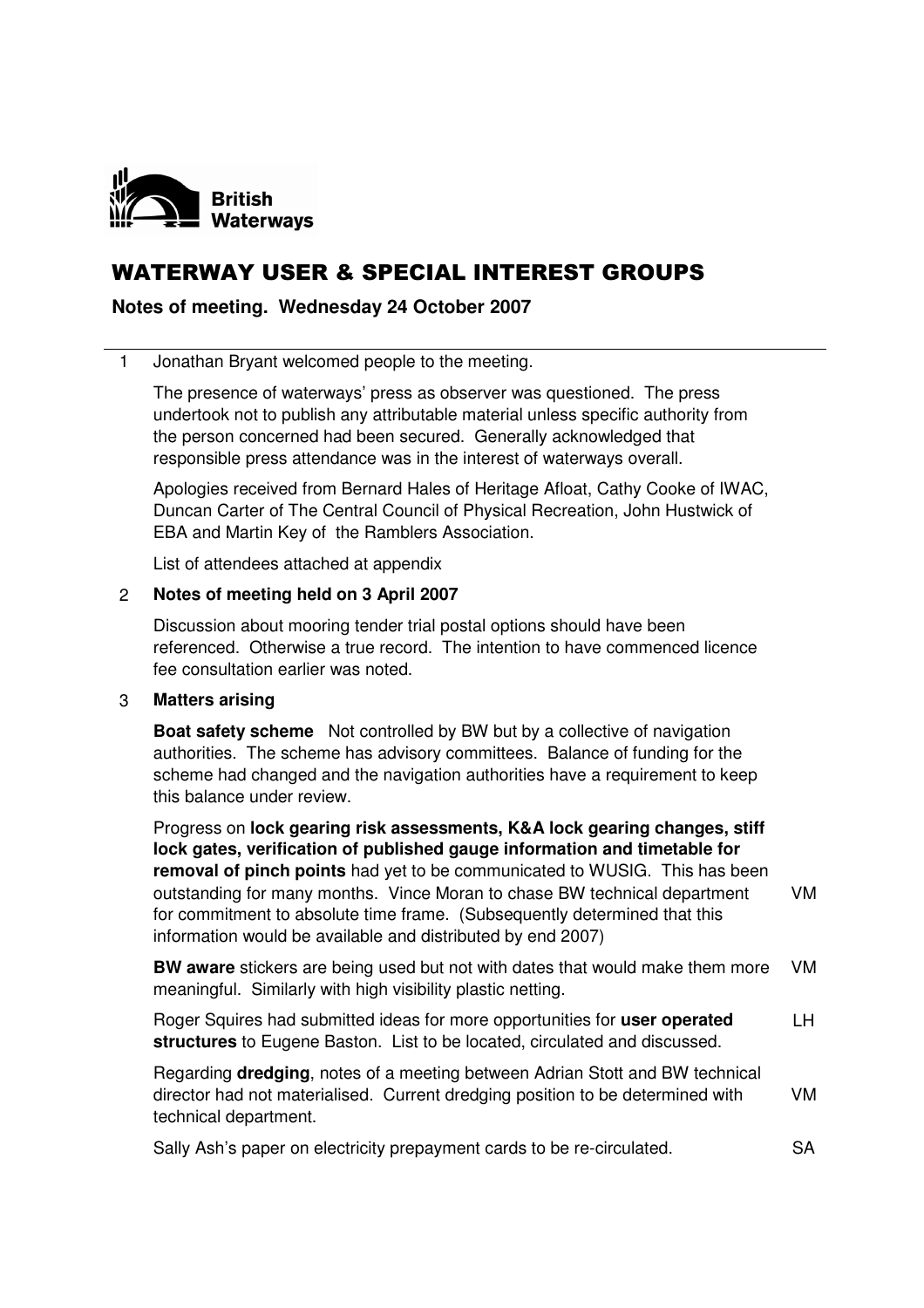British Waterways

# WATERWAY USER & SPECIAL INTEREST GROUPS

**Notes of meeting. Wednesday 24 October 2007**

1 Jonathan Bryant welcomed people to the meeting.

The presence of waterways' press as observer was questioned. The press undertook not to publish any attributable material unless specific authority from the person concerned had been secured. Generally acknowledged that responsible press attendance was in the interest of waterways overall.

Apologies received from Bernard Hales of Heritage Afloat, Cathy Cooke of IWAC, Duncan Carter of The Central Council of Physical Recreation, John Hustwick of EBA and Martin Key of the Ramblers Association.

List of attendees attached at appendix

2 **Notes of meeting held on 3 April 2007**

Discussion about mooring tender trial postal options should have been referenced. Otherwise a true record. The intention to have commenced licence fee consultation earlier was noted.

3 **Matters arising**

**Boat safety scheme** Not controlled by BW but by a collective of navigation authorities. The scheme has advisory committees. Balance of funding for the scheme had changed and the navigation authorities have a requirement to keep this balance under review.

Progress on **lock gearing risk assessments, K&A lock gearing changes, stiff lock gates, verification of published gauge information and timetable for removal of pinch points** had yet to be communicated to WUSIG. This has been outstanding for many months. Vince Moran to chase BW technical department for commitment to absolute time frame. (Subsequently determined that this information would be available and distributed by end 2007) VM

**BW aware** stickers are being used but not with dates that would make them more meaningful. Similarly with high visibility plastic netting. VM

Roger Squires had submitted ideas for more opportunities for **user operated structures** to Eugene Baston. List to be located, circulated and discussed. LH

Regarding **dredging**, notes of a meeting between Adrian Stott and BW technical director had not materialised. Current dredging position to be determined with technical department. VM

Sally Ash's paper on electricity prepayment cards to be re-circulated. SA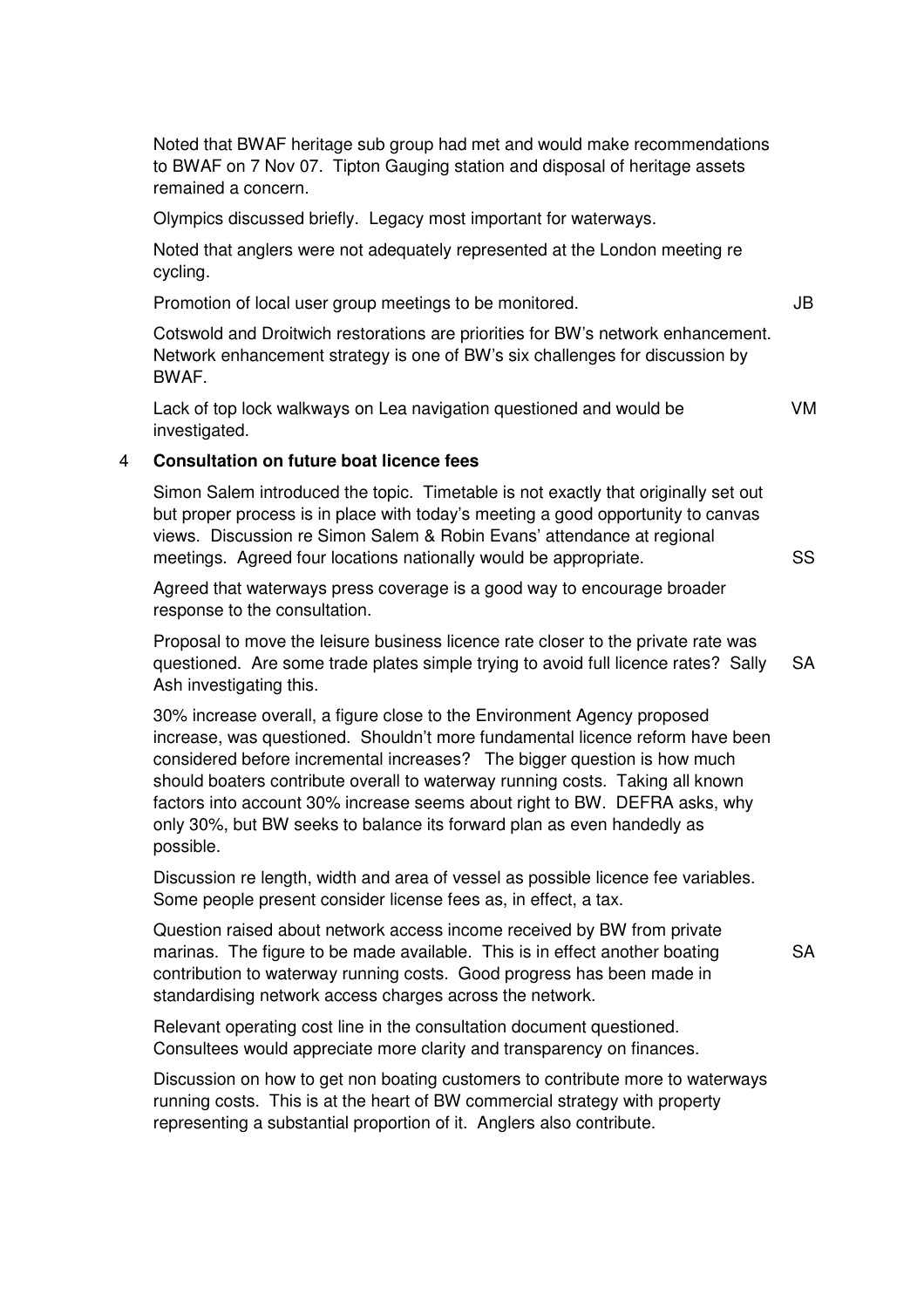Noted that BWAF heritage sub group had met and would make recommendations to BWAF on 7 Nov 07. Tipton Gauging station and disposal of heritage assets remained a concern.

Olympics discussed briefly. Legacy most important for waterways.

Noted that anglers were not adequately represented at the London meeting re cycling.

Promotion of local user group meetings to be monitored. JB

Cotswold and Droitwich restorations are priorities for BW's network enhancement. Network enhancement strategy is one of BW's six challenges for discussion by BWAF.

Lack of top lock walkways on Lea navigation questioned and would be investigated. VM

## 4 Consultation on future boat licence fees

Simon Salem introduced the topic. Timetable is not exactly that originally set out but proper process is in place with today's meeting a good opportunity to canvas views. Discussion re Simon Salem & Robin Evans' attendance at regional meetings. Agreed four locations nationally would be appropriate. SS

Agreed that waterways press coverage is a good way to encourage broader response to the consultation.

Proposal to move the leisure business licence rate closer to the private rate was questioned. Are some trade plates simple trying to avoid full licence rates? Sally Ash investigating this. SA

30% increase overall, a figure close to the Environment Agency proposed increase, was questioned. Shouldn't more fundamental licence reform have been considered before incremental increases? The bigger question is how much should boaters contribute overall to waterway running costs. Taking all known factors into account 30% increase seems about right to BW. DEFRA asks, why only 30%, but BW seeks to balance its forward plan as even handedly as possible.

Discussion re length, width and area of vessel as possible licence fee variables. Some people present consider license fees as, in effect, a tax.

Question raised about network access income received by BW from private marinas. The figure to be made available. This is in effect another boating contribution to waterway running costs. Good progress has been made in standardising network access charges across the network. SA

Relevant operating cost line in the consultation document questioned. Consultees would appreciate more clarity and transparency on finances.

Discussion on how to get non boating customers to contribute more to waterways running costs. This is at the heart of BW commercial strategy with property representing a substantial proportion of it. Anglers also contribute.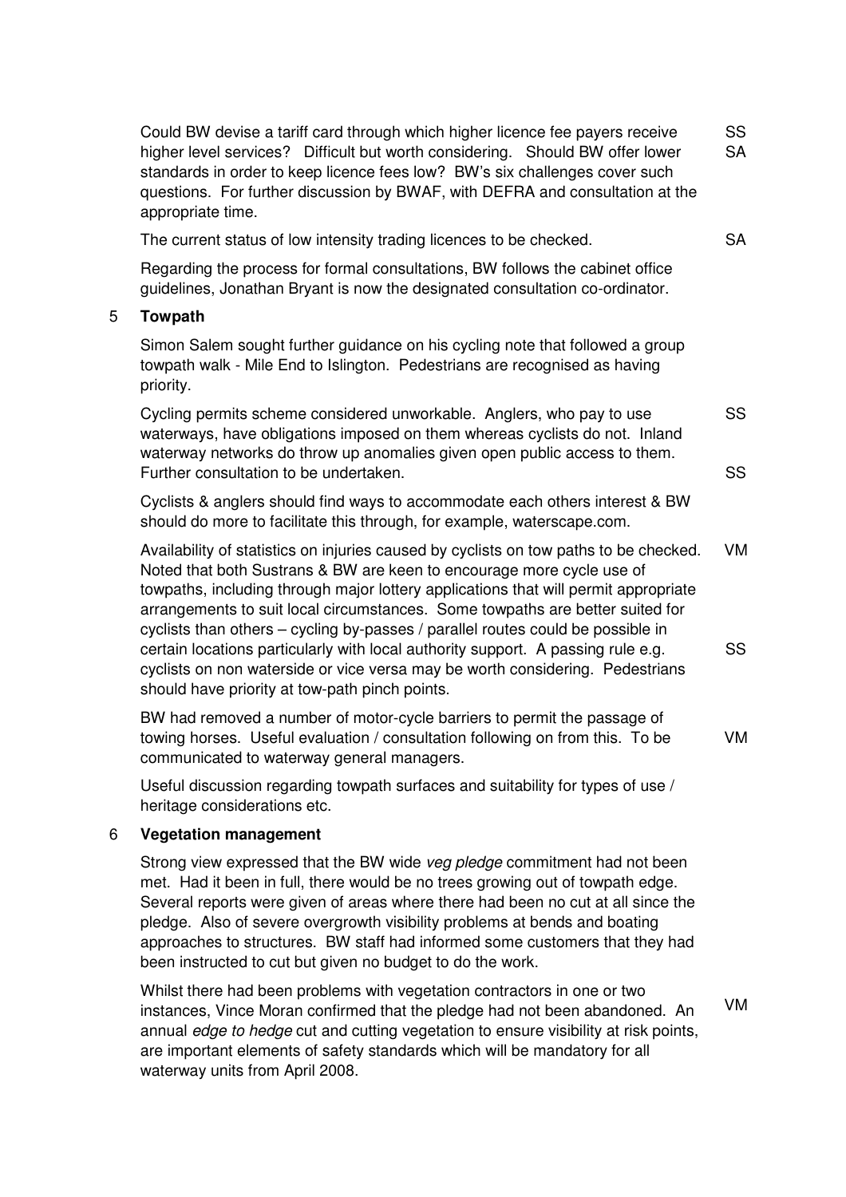Could BW devise a tariff card through which higher licence fee payers receive higher level services? Difficult but worth considering. Should BW offer lower standards in order to keep licence fees low? BW's six challenges cover such questions. For further discussion by BWAF, with DEFRA and consultation at the appropriate time. SS SA

The current status of low intensity trading licences to be checked. SA

Regarding the process for formal consultations, BW follows the cabinet office guidelines, Jonathan Bryant is now the designated consultation co-ordinator.

## 5 Towpath

Simon Salem sought further guidance on his cycling note that followed a group towpath walk - Mile End to Islington. Pedestrians are recognised as having priority.

Cycling permits scheme considered unworkable. Anglers, who pay to use waterways, have obligations imposed on them whereas cyclists do not. Inland waterway networks do throw up anomalies given open public access to them. Further consultation to be undertaken. SS SS

Cyclists & anglers should find ways to accommodate each others interest & BW should do more to facilitate this through, for example, waterscape.com.

Availability of statistics on injuries caused by cyclists on tow paths to be checked. VM Noted that both Sustrans & BW are keen to encourage more cycle use of towpaths, including through major lottery applications that will permit appropriate arrangements to suit local circumstances. Some towpaths are better suited for cyclists than others – cycling by-passes / parallel routes could be possible in certain locations particularly with local authority support. A passing rule e.g. cyclists on non waterside or vice versa may be worth considering. Pedestrians should have priority at tow-path pinch points. SS

BW had removed a number of motor-cycle barriers to permit the passage of towing horses. Useful evaluation / consultation following on from this. To be communicated to waterway general managers. VM

Useful discussion regarding towpath surfaces and suitability for types of use / heritage considerations etc.

## 6 Vegetation management

Strong view expressed that the BW wide *veg pledge* commitment had not been met. Had it been in full, there would be no trees growing out of towpath edge. Several reports were given of areas where there had been no cut at all since the pledge. Also of severe overgrowth visibility problems at bends and boating approaches to structures. BW staff had informed some customers that they had been instructed to cut but given no budget to do the work.

Whilst there had been problems with vegetation contractors in one or two instances, Vince Moran confirmed that the pledge had not been abandoned. An annual *edge to hedge* cut and cutting vegetation to ensure visibility at risk points, are important elements of safety standards which will be mandatory for all waterway units from April 2008. VM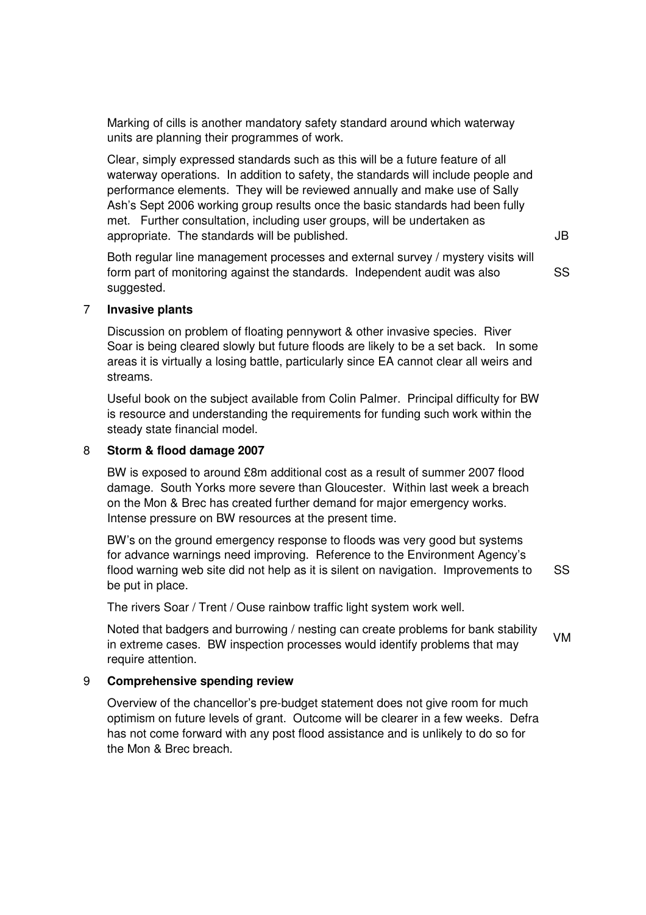Marking of cills is another mandatory safety standard around which waterway units are planning their programmes of work.

Clear, simply expressed standards such as this will be a future feature of all waterway operations. In addition to safety, the standards will include people and performance elements. They will be reviewed annually and make use of Sally Ash's Sept 2006 working group results once the basic standards had been fully met. Further consultation, including user groups, will be undertaken as appropriate. The standards will be published. JB

Both regular line management processes and external survey / mystery visits will form part of monitoring against the standards. Independent audit was also suggested. SS

## 7 Invasive plants

Discussion on problem of floating pennywort & other invasive species. River Soar is being cleared slowly but future floods are likely to be a set back. In some areas it is virtually a losing battle, particularly since EA cannot clear all weirs and streams.

Useful book on the subject available from Colin Palmer. Principal difficulty for BW is resource and understanding the requirements for funding such work within the steady state financial model.

## 8 Storm & flood damage 2007

BW is exposed to around £8m additional cost as a result of summer 2007 flood damage. South Yorks more severe than Gloucester. Within last week a breach on the Mon & Brec has created further demand for major emergency works. Intense pressure on BW resources at the present time.

BW's on the ground emergency response to floods was very good but systems for advance warnings need improving. Reference to the Environment Agency's flood warning web site did not help as it is silent on navigation. Improvements to be put in place. SS

The rivers Soar / Trent / Ouse rainbow traffic light system work well.

Noted that badgers and burrowing / nesting can create problems for bank stability in extreme cases. BW inspection processes would identify problems that may require attention. VM

## 9 Comprehensive spending review

Overview of the chancellor's pre-budget statement does not give room for much optimism on future levels of grant. Outcome will be clearer in a few weeks. Defra has not come forward with any post flood assistance and is unlikely to do so for the Mon & Brec breach.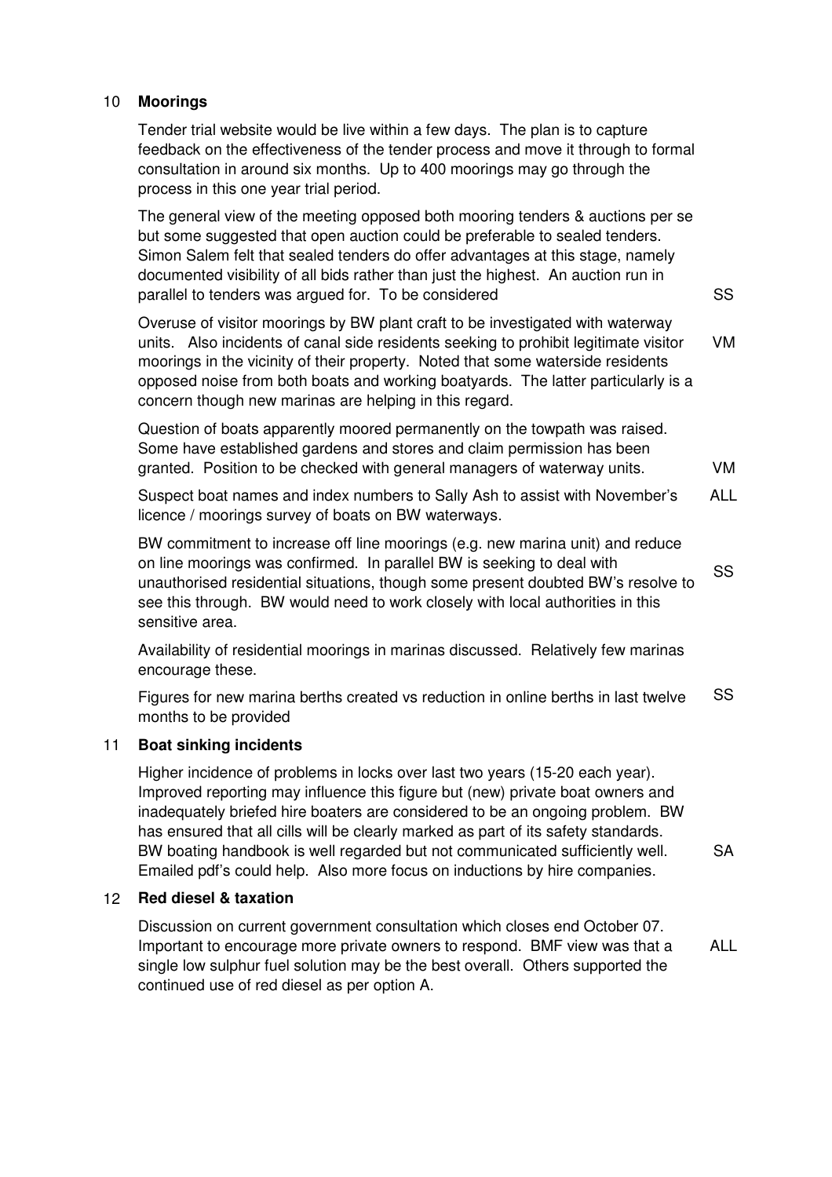## 10 Moorings

Tender trial website would be live within a few days. The plan is to capture feedback on the effectiveness of the tender process and move it through to formal consultation in around six months. Up to 400 moorings may go through the process in this one year trial period.

The general view of the meeting opposed both mooring tenders & auctions per se but some suggested that open auction could be preferable to sealed tenders. Simon Salem felt that sealed tenders do offer advantages at this stage, namely documented visibility of all bids rather than just the highest. An auction run in parallel to tenders was argued for. To be considered — SS

Overuse of visitor moorings by BW plant craft to be investigated with waterway units. Also incidents of canal side residents seeking to prohibit legitimate visitor moorings in the vicinity of their property. Noted that some waterside residents opposed noise from both boats and working boatyards. The latter particularly is a concern though new marinas are helping in this regard. — VM

Question of boats apparently moored permanently on the towpath was raised. Some have established gardens and stores and claim permission has been granted. Position to be checked with general managers of waterway units. — VM

Suspect boat names and index numbers to Sally Ash to assist with November's licence / moorings survey of boats on BW waterways. — ALL

BW commitment to increase off line moorings (e.g. new marina unit) and reduce on line moorings was confirmed. In parallel BW is seeking to deal with unauthorised residential situations, though some present doubted BW's resolve to see this through. BW would need to work closely with local authorities in this sensitive area. — SS

Availability of residential moorings in marinas discussed. Relatively few marinas encourage these.

Figures for new marina berths created vs reduction in online berths in last twelve months to be provided — SS

## 11 Boat sinking incidents

Higher incidence of problems in locks over last two years (15-20 each year). Improved reporting may influence this figure but (new) private boat owners and inadequately briefed hire boaters are considered to be an ongoing problem. BW has ensured that all cills will be clearly marked as part of its safety standards. BW boating handbook is well regarded but not communicated sufficiently well. Emailed pdf's could help. Also more focus on inductions by hire companies. — SA

## 12 Red diesel & taxation

Discussion on current government consultation which closes end October 07. Important to encourage more private owners to respond. BMF view was that a single low sulphur fuel solution may be the best overall. Others supported the continued use of red diesel as per option A. — ALL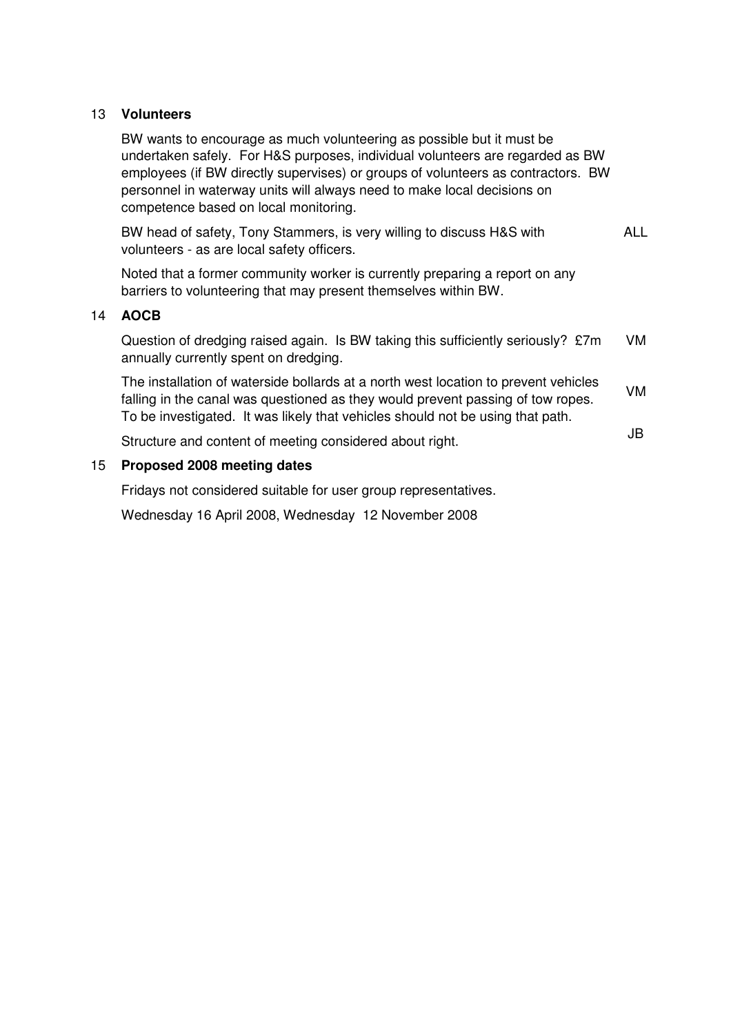## 13 Volunteers

BW wants to encourage as much volunteering as possible but it must be undertaken safely. For H&S purposes, individual volunteers are regarded as BW employees (if BW directly supervises) or groups of volunteers as contractors. BW personnel in waterway units will always need to make local decisions on competence based on local monitoring.

BW head of safety, Tony Stammers, is very willing to discuss H&S with volunteers - as are local safety officers. **ALL**

Noted that a former community worker is currently preparing a report on any barriers to volunteering that may present themselves within BW.

## 14 AOCB

Question of dredging raised again. Is BW taking this sufficiently seriously? £7m annually currently spent on dredging. **VM**

The installation of waterside bollards at a north west location to prevent vehicles falling in the canal was questioned as they would prevent passing of tow ropes. To be investigated. It was likely that vehicles should not be using that path. **VM**

Structure and content of meeting considered about right. **JB**

## 15 Proposed 2008 meeting dates

Fridays not considered suitable for user group representatives.

Wednesday 16 April 2008, Wednesday 12 November 2008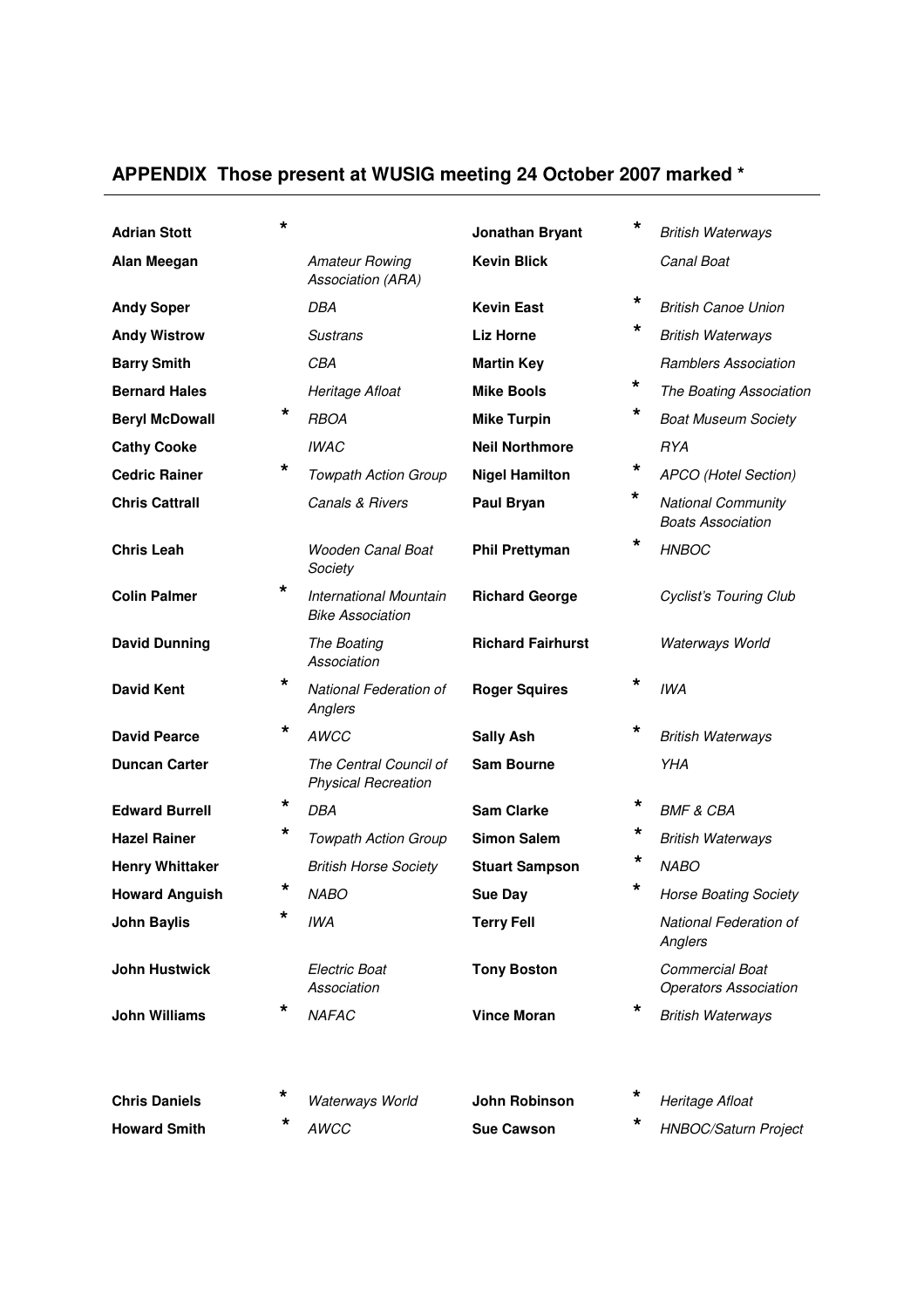## APPENDIX Those present at WUSIG meeting 24 October 2007 marked *

| | | | | | |
|---|---|---|---|---|---|
| **Adrian Stott** | * | | **Jonathan Bryant** | * | *British Waterways* |
| **Alan Meegan** | | *Amateur Rowing Association (ARA)* | **Kevin Blick** | | *Canal Boat* |
| **Andy Soper** | | *DBA* | **Kevin East** | * | *British Canoe Union* |
| **Andy Wistrow** | | *Sustrans* | **Liz Horne** | * | *British Waterways* |
| **Barry Smith** | | *CBA* | **Martin Key** | | *Ramblers Association* |
| **Bernard Hales** | | *Heritage Afloat* | **Mike Bools** | * | *The Boating Association* |
| **Beryl McDowall** | * | *RBOA* | **Mike Turpin** | * | *Boat Museum Society* |
| **Cathy Cooke** | | *IWAC* | **Neil Northmore** | | *RYA* |
| **Cedric Rainer** | * | *Towpath Action Group* | **Nigel Hamilton** | * | *APCO (Hotel Section)* |
| **Chris Cattrall** | | *Canals & Rivers* | **Paul Bryan** | * | *National Community Boats Association* |
| **Chris Leah** | | *Wooden Canal Boat Society* | **Phil Prettyman** | * | *HNBOC* |
| **Colin Palmer** | * | *International Mountain Bike Association* | **Richard George** | | *Cyclist's Touring Club* |
| **David Dunning** | | *The Boating Association* | **Richard Fairhurst** | | *Waterways World* |
| **David Kent** | * | *National Federation of Anglers* | **Roger Squires** | * | *IWA* |
| **David Pearce** | * | *AWCC* | **Sally Ash** | * | *British Waterways* |
| **Duncan Carter** | | *The Central Council of Physical Recreation* | **Sam Bourne** | | *YHA* |
| **Edward Burrell** | * | *DBA* | **Sam Clarke** | * | *BMF & CBA* |
| **Hazel Rainer** | * | *Towpath Action Group* | **Simon Salem** | * | *British Waterways* |
| **Henry Whittaker** | | *British Horse Society* | **Stuart Sampson** | * | *NABO* |
| **Howard Anguish** | * | *NABO* | **Sue Day** | * | *Horse Boating Society* |
| **John Baylis** | * | *IWA* | **Terry Fell** | | *National Federation of Anglers* |
| **John Hustwick** | | *Electric Boat Association* | **Tony Boston** | | *Commercial Boat Operators Association* |
| **John Williams** | * | *NAFAC* | **Vince Moran** | * | *British Waterways* |
| | | | | | |
| **Chris Daniels** | * | *Waterways World* | **John Robinson** | * | *Heritage Afloat* |
| **Howard Smith** | * | *AWCC* | **Sue Cawson** | * | *HNBOC/Saturn Project* |